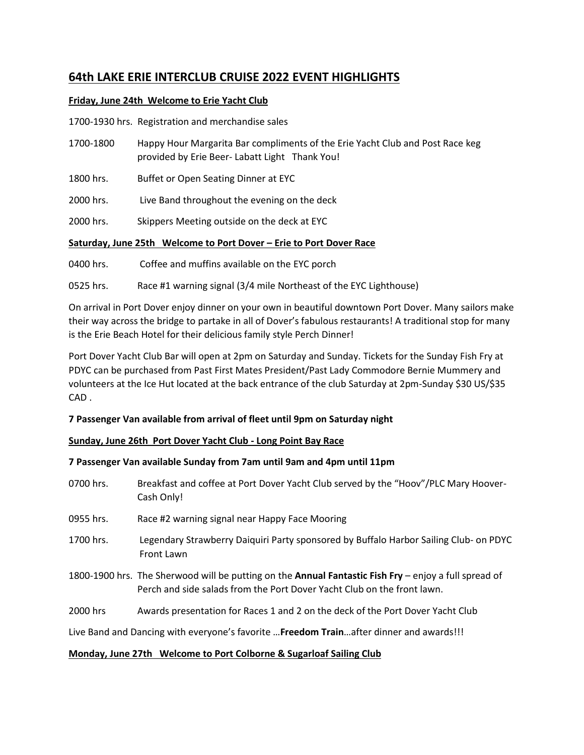# 64th LAKE ERIE INTERCLUB CRUISE 2022 EVENT HIGHLIGHTS

**Friday, June 24th Welcome to Erie Yacht Club**

1700-1930 hrs. Registration and merchandise sales

1700-1800 Happy Hour Margarita Bar compliments of the Erie Yacht Club and Post Race keg provided by Erie Beer- Labatt Light Thank You!

1800 hrs. Buffet or Open Seating Dinner at EYC

2000 hrs. Live Band throughout the evening on the deck

2000 hrs. Skippers Meeting outside on the deck at EYC

**Saturday, June 25th Welcome to Port Dover – Erie to Port Dover Race**

0400 hrs. Coffee and muffins available on the EYC porch

0525 hrs. Race #1 warning signal (3/4 mile Northeast of the EYC Lighthouse)

On arrival in Port Dover enjoy dinner on your own in beautiful downtown Port Dover. Many sailors make their way across the bridge to partake in all of Dover's fabulous restaurants! A traditional stop for many is the Erie Beach Hotel for their delicious family style Perch Dinner!

Port Dover Yacht Club Bar will open at 2pm on Saturday and Sunday. Tickets for the Sunday Fish Fry at PDYC can be purchased from Past First Mates President/Past Lady Commodore Bernie Mummery and volunteers at the Ice Hut located at the back entrance of the club Saturday at 2pm-Sunday $30 US/$35 CAD .

**7 Passenger Van available from arrival of fleet until 9pm on Saturday night**

**Sunday, June 26th Port Dover Yacht Club - Long Point Bay Race**

**7 Passenger Van available Sunday from 7am until 9am and 4pm until 11pm**

0700 hrs. Breakfast and coffee at Port Dover Yacht Club served by the "Hoov"/PLC Mary Hoover- Cash Only!

0955 hrs. Race #2 warning signal near Happy Face Mooring

1700 hrs. Legendary Strawberry Daiquiri Party sponsored by Buffalo Harbor Sailing Club- on PDYC Front Lawn

1800-1900 hrs. The Sherwood will be putting on the **Annual Fantastic Fish Fry** – enjoy a full spread of Perch and side salads from the Port Dover Yacht Club on the front lawn.

2000 hrs Awards presentation for Races 1 and 2 on the deck of the Port Dover Yacht Club

Live Band and Dancing with everyone's favorite …**Freedom Train**…after dinner and awards!!!

**Monday, June 27th Welcome to Port Colborne & Sugarloaf Sailing Club**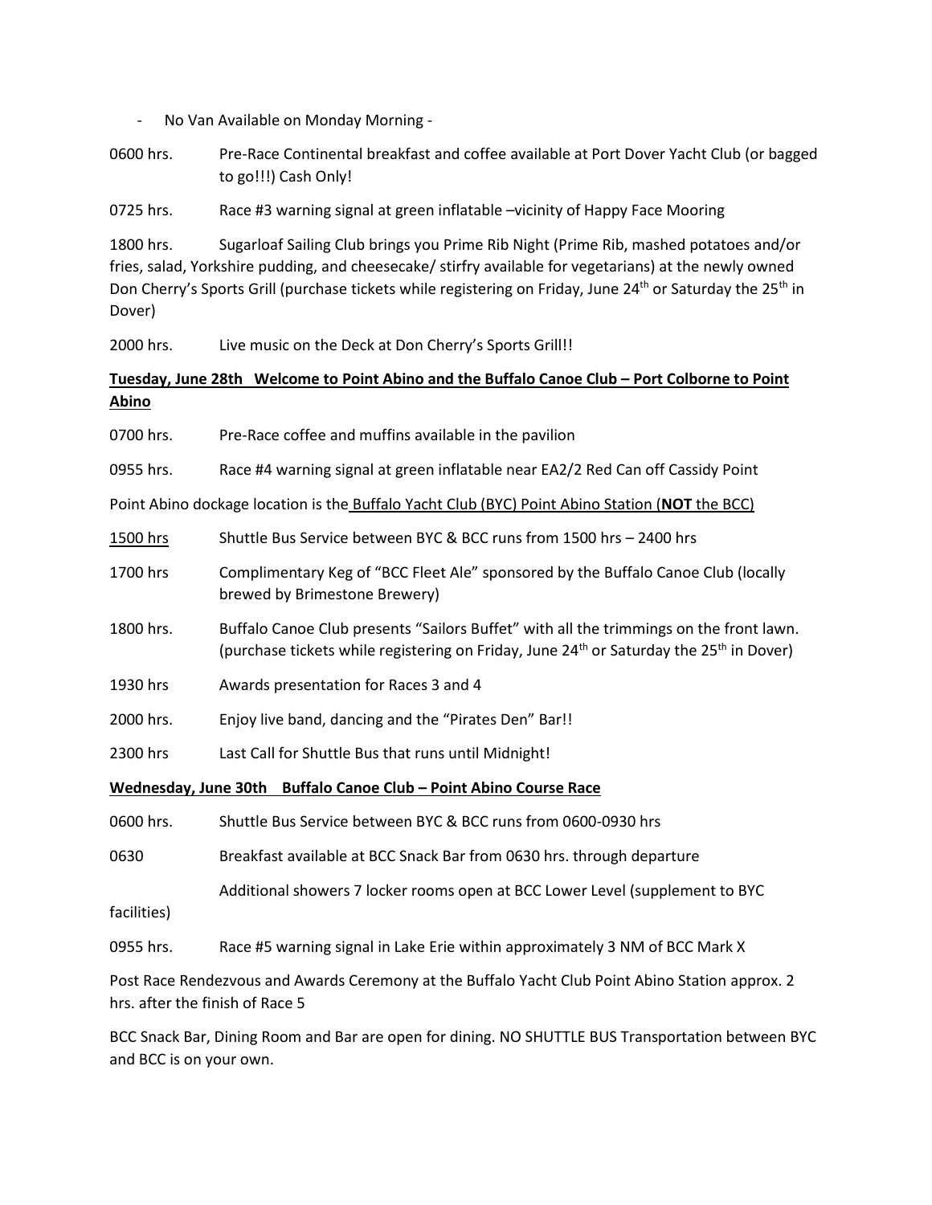- No Van Available on Monday Morning -

0600 hrs. Pre-Race Continental breakfast and coffee available at Port Dover Yacht Club (or bagged to go!!!) Cash Only!

0725 hrs. Race #3 warning signal at green inflatable –vicinity of Happy Face Mooring

1800 hrs. Sugarloaf Sailing Club brings you Prime Rib Night (Prime Rib, mashed potatoes and/or fries, salad, Yorkshire pudding, and cheesecake/ stirfry available for vegetarians) at the newly owned Don Cherry's Sports Grill (purchase tickets while registering on Friday, June 24th or Saturday the 25th in Dover)

2000 hrs. Live music on the Deck at Don Cherry's Sports Grill!!

**<u>Tuesday, June 28th Welcome to Point Abino and the Buffalo Canoe Club – Port Colborne to Point Abino</u>**

0700 hrs. Pre-Race coffee and muffins available in the pavilion

0955 hrs. Race #4 warning signal at green inflatable near EA2/2 Red Can off Cassidy Point

Point Abino dockage location is the <u>Buffalo Yacht Club (BYC) Point Abino Station (**NOT** the BCC)</u>

<u>1500 hrs</u> Shuttle Bus Service between BYC & BCC runs from 1500 hrs – 2400 hrs

1700 hrs Complimentary Keg of "BCC Fleet Ale" sponsored by the Buffalo Canoe Club (locally brewed by Brimestone Brewery)

1800 hrs. Buffalo Canoe Club presents "Sailors Buffet" with all the trimmings on the front lawn. (purchase tickets while registering on Friday, June 24th or Saturday the 25th in Dover)

1930 hrs Awards presentation for Races 3 and 4

2000 hrs. Enjoy live band, dancing and the "Pirates Den" Bar!!

2300 hrs Last Call for Shuttle Bus that runs until Midnight!

**<u>Wednesday, June 30th Buffalo Canoe Club – Point Abino Course Race</u>**

0600 hrs. Shuttle Bus Service between BYC & BCC runs from 0600-0930 hrs

0630 Breakfast available at BCC Snack Bar from 0630 hrs. through departure

Additional showers 7 locker rooms open at BCC Lower Level (supplement to BYC facilities)

0955 hrs. Race #5 warning signal in Lake Erie within approximately 3 NM of BCC Mark X

Post Race Rendezvous and Awards Ceremony at the Buffalo Yacht Club Point Abino Station approx. 2 hrs. after the finish of Race 5

BCC Snack Bar, Dining Room and Bar are open for dining. NO SHUTTLE BUS Transportation between BYC and BCC is on your own.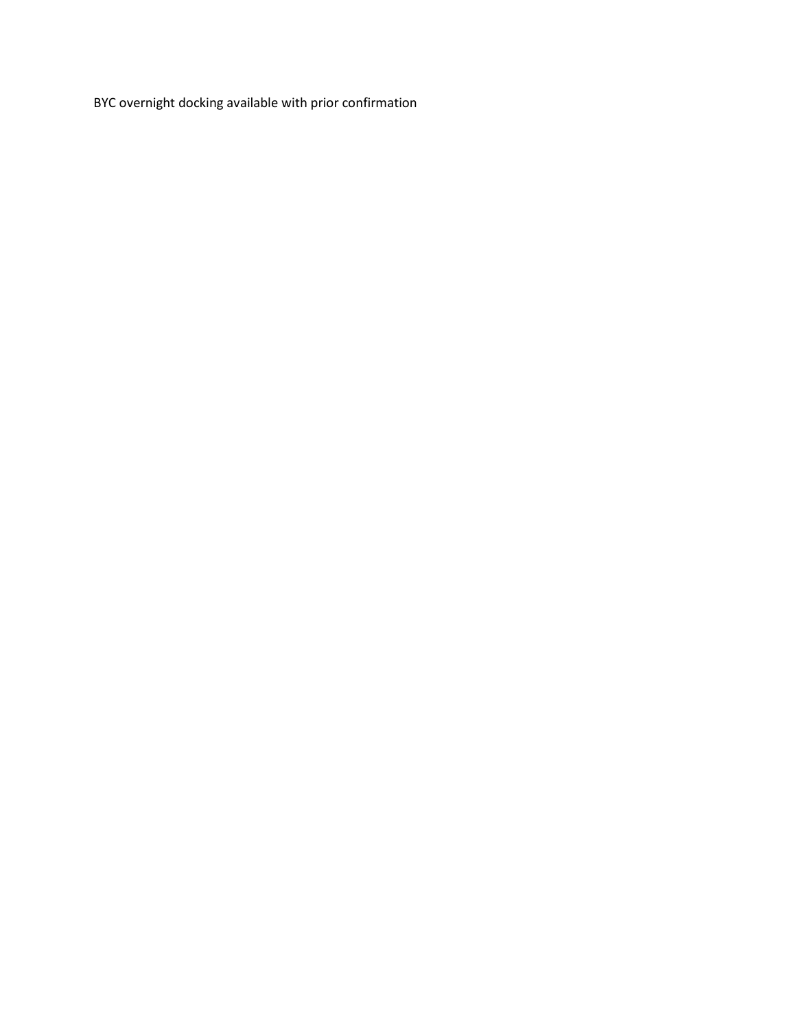BYC overnight docking available with prior confirmation